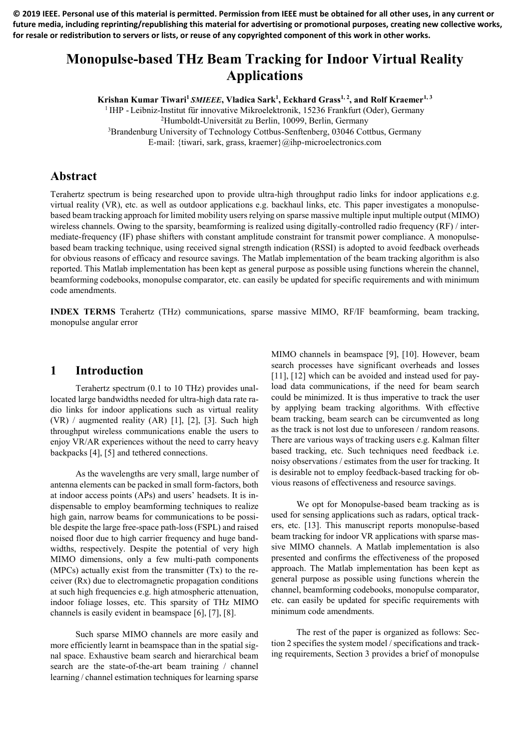**© 2019 IEEE. Personal use of this material is permitted. Permission from IEEE must be obtained for all other uses, in any current or future media, including reprinting/republishing this material for advertising or promotional purposes, creating new collective works, for resale or redistribution to servers or lists, or reuse of any copyrighted component of this work in other works.**

# Monopulse-based THz Beam Tracking for Indoor Virtual Reality Applications

**Krishan Kumar Tiwari[1] *SMIEEE*, Vladica Sark[1], Eckhard Grass[1, 2], and Rolf Kraemer[1, 3]**

[1] IHP - Leibniz-Institut für innovative Mikroelektronik, 15236 Frankfurt (Oder), Germany
[2]Humboldt-Universität zu Berlin, 10099, Berlin, Germany
[3]Brandenburg University of Technology Cottbus-Senftenberg, 03046 Cottbus, Germany
E-mail: {tiwari, sark, grass, kraemer}@ihp-microelectronics.com

## Abstract

Terahertz spectrum is being researched upon to provide ultra-high throughput radio links for indoor applications e.g. virtual reality (VR), etc. as well as outdoor applications e.g. backhaul links, etc. This paper investigates a monopulse-based beam tracking approach for limited mobility users relying on sparse massive multiple input multiple output (MIMO) wireless channels. Owing to the sparsity, beamforming is realized using digitally-controlled radio frequency (RF) / intermediate-frequency (IF) phase shifters with constant amplitude constraint for transmit power compliance. A monopulse-based beam tracking technique, using received signal strength indication (RSSI) is adopted to avoid feedback overheads for obvious reasons of efficacy and resource savings. The Matlab implementation of the beam tracking algorithm is also reported. This Matlab implementation has been kept as general purpose as possible using functions wherein the channel, beamforming codebooks, monopulse comparator, etc. can easily be updated for specific requirements and with minimum code amendments.

**INDEX TERMS** Terahertz (THz) communications, sparse massive MIMO, RF/IF beamforming, beam tracking, monopulse angular error

## 1 Introduction

Terahertz spectrum (0.1 to 10 THz) provides unallocated large bandwidths needed for ultra-high data rate radio links for indoor applications such as virtual reality (VR) / augmented reality (AR) [1], [2], [3]. Such high throughput wireless communications enable the users to enjoy VR/AR experiences without the need to carry heavy backpacks [4], [5] and tethered connections.

As the wavelengths are very small, large number of antenna elements can be packed in small form-factors, both at indoor access points (APs) and users' headsets. It is indispensable to employ beamforming techniques to realize high gain, narrow beams for communications to be possible despite the large free-space path-loss (FSPL) and raised noised floor due to high carrier frequency and huge bandwidths, respectively. Despite the potential of very high MIMO dimensions, only a few multi-path components (MPCs) actually exist from the transmitter (Tx) to the receiver (Rx) due to electromagnetic propagation conditions at such high frequencies e.g. high atmospheric attenuation, indoor foliage losses, etc. This sparsity of THz MIMO channels is easily evident in beamspace [6], [7], [8].

Such sparse MIMO channels are more easily and more efficiently learnt in beamspace than in the spatial signal space. Exhaustive beam search and hierarchical beam search are the state-of-the-art beam training / channel learning / channel estimation techniques for learning sparse MIMO channels in beamspace [9], [10]. However, beam search processes have significant overheads and losses [11], [12] which can be avoided and instead used for payload data communications, if the need for beam search could be minimized. It is thus imperative to track the user by applying beam tracking algorithms. With effective beam tracking, beam search can be circumvented as long as the track is not lost due to unforeseen / random reasons. There are various ways of tracking users e.g. Kalman filter based tracking, etc. Such techniques need feedback i.e. noisy observations / estimates from the user for tracking. It is desirable not to employ feedback-based tracking for obvious reasons of effectiveness and resource savings.

We opt for Monopulse-based beam tracking as is used for sensing applications such as radars, optical trackers, etc. [13]. This manuscript reports monopulse-based beam tracking for indoor VR applications with sparse massive MIMO channels. A Matlab implementation is also presented and confirms the effectiveness of the proposed approach. The Matlab implementation has been kept as general purpose as possible using functions wherein the channel, beamforming codebooks, monopulse comparator, etc. can easily be updated for specific requirements with minimum code amendments.

The rest of the paper is organized as follows: Section 2 specifies the system model / specifications and tracking requirements, Section 3 provides a brief of monopulse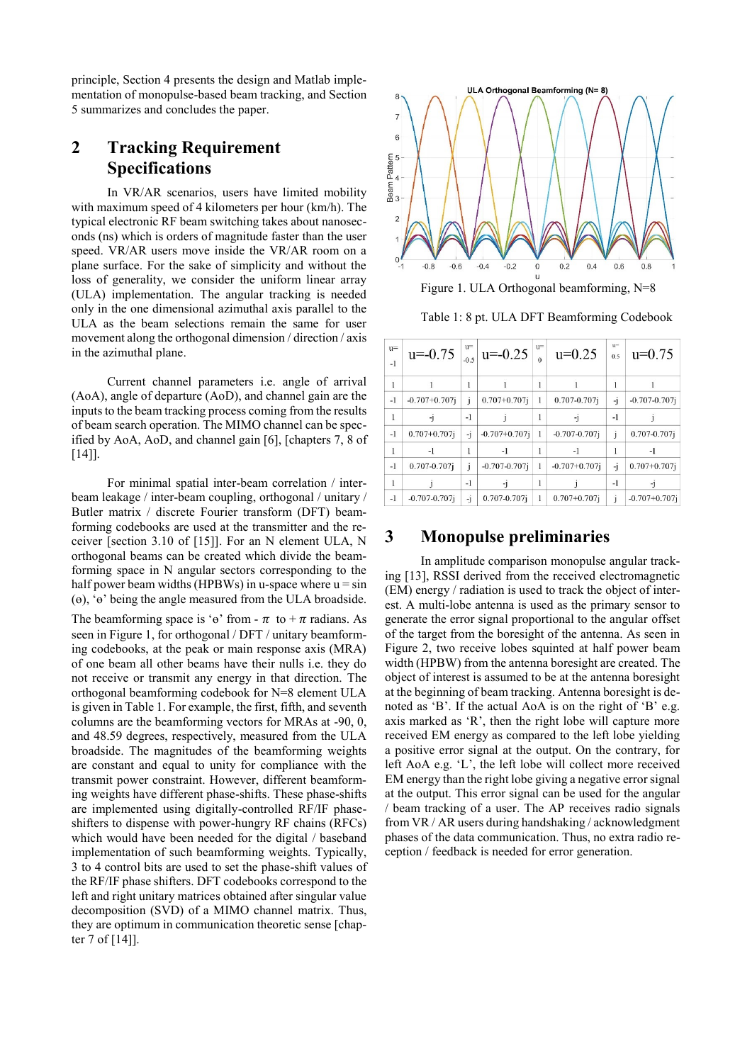principle, Section 4 presents the design and Matlab implementation of monopulse-based beam tracking, and Section 5 summarizes and concludes the paper.

## 2 Tracking Requirement Specifications

In VR/AR scenarios, users have limited mobility with maximum speed of 4 kilometers per hour (km/h). The typical electronic RF beam switching takes about nanoseconds (ns) which is orders of magnitude faster than the user speed. VR/AR users move inside the VR/AR room on a plane surface. For the sake of simplicity and without the loss of generality, we consider the uniform linear array (ULA) implementation. The angular tracking is needed only in the one dimensional azimuthal axis parallel to the ULA as the beam selections remain the same for user movement along the orthogonal dimension / direction / axis in the azimuthal plane.

Current channel parameters i.e. angle of arrival (AoA), angle of departure (AoD), and channel gain are the inputs to the beam tracking process coming from the results of beam search operation. The MIMO channel can be specified by AoA, AoD, and channel gain [6], [chapters 7, 8 of [14]].

For minimal spatial inter-beam correlation / inter-beam leakage / inter-beam coupling, orthogonal / unitary / Butler matrix / discrete Fourier transform (DFT) beamforming codebooks are used at the transmitter and the receiver [section 3.10 of [15]]. For an N element ULA, N orthogonal beams can be created which divide the beamforming space in N angular sectors corresponding to the half power beam widths (HPBWs) in u-space where u = sin (ɵ), 'ɵ' being the angle measured from the ULA broadside.

The beamforming space is 'ɵ' from $-\pi$ to $+\pi$ radians. As seen in Figure 1, for orthogonal / DFT / unitary beamforming codebooks, at the peak or main response axis (MRA) of one beam all other beams have their nulls i.e. they do not receive or transmit any energy in that direction. The orthogonal beamforming codebook for N=8 element ULA is given in Table 1. For example, the first, fifth, and seventh columns are the beamforming vectors for MRAs at -90, 0, and 48.59 degrees, respectively, measured from the ULA broadside. The magnitudes of the beamforming weights are constant and equal to unity for compliance with the transmit power constraint. However, different beamforming weights have different phase-shifts. These phase-shifts are implemented using digitally-controlled RF/IF phase-shifters to dispense with power-hungry RF chains (RFCs) which would have been needed for the digital / baseband implementation of such beamforming weights. Typically, 3 to 4 control bits are used to set the phase-shift values of the RF/IF phase shifters. DFT codebooks correspond to the left and right unitary matrices obtained after singular value decomposition (SVD) of a MIMO channel matrix. Thus, they are optimum in communication theoretic sense [chapter 7 of [14]].

Figure 1. ULA Orthogonal beamforming, N=8

Table 1: 8 pt. ULA DFT Beamforming Codebook

| u=-1 | u=-0.75 | u=-0.5 | u=-0.25 | u=0 | u=0.25 | u=0.5 | u=0.75 |
|---|---|---|---|---|---|---|---|
| 1 | 1 | 1 | 1 | 1 | 1 | 1 | 1 |
| -1 | -0.707+0.707j | j | 0.707+0.707j | 1 | 0.707-0.707j | -j | -0.707-0.707j |
| 1 | -j | -1 | j | 1 | -j | -1 | j |
| -1 | 0.707+0.707j | -j | -0.707+0.707j | 1 | -0.707-0.707j | j | 0.707-0.707j |
| 1 | -1 | 1 | -1 | 1 | -1 | 1 | -1 |
| -1 | 0.707-0.707j | j | -0.707-0.707j | 1 | -0.707+0.707j | -j | 0.707+0.707j |
| 1 | j | -1 | -j | 1 | j | -1 | -j |
| -1 | -0.707-0.707j | -j | 0.707-0.707j | 1 | 0.707+0.707j | j | -0.707+0.707j |

## 3 Monopulse preliminaries

In amplitude comparison monopulse angular tracking [13], RSSI derived from the received electromagnetic (EM) energy / radiation is used to track the object of interest. A multi-lobe antenna is used as the primary sensor to generate the error signal proportional to the angular offset of the target from the boresight of the antenna. As seen in Figure 2, two receive lobes squinted at half power beam width (HPBW) from the antenna boresight are created. The object of interest is assumed to be at the antenna boresight at the beginning of beam tracking. Antenna boresight is denoted as 'B'. If the actual AoA is on the right of 'B' e.g. axis marked as 'R', then the right lobe will capture more received EM energy as compared to the left lobe yielding a positive error signal at the output. On the contrary, for left AoA e.g. 'L', the left lobe will collect more received EM energy than the right lobe giving a negative error signal at the output. This error signal can be used for the angular / beam tracking of a user. The AP receives radio signals from VR / AR users during handshaking / acknowledgment phases of the data communication. Thus, no extra radio reception / feedback is needed for error generation.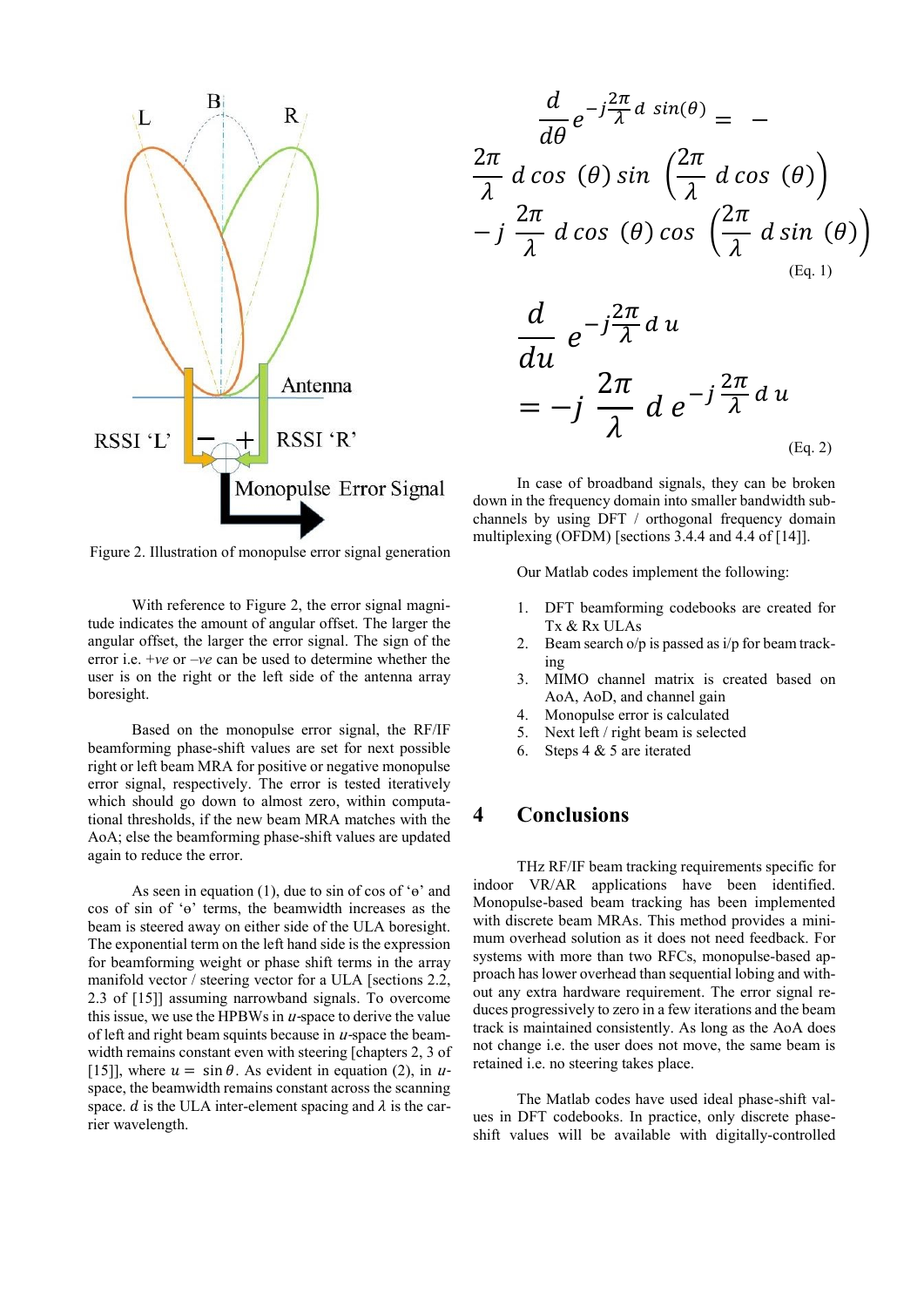Figure 2. Illustration of monopulse error signal generation

With reference to Figure 2, the error signal magnitude indicates the amount of angular offset. The larger the angular offset, the larger the error signal. The sign of the error i.e. *+ve* or *–ve* can be used to determine whether the user is on the right or the left side of the antenna array boresight.

Based on the monopulse error signal, the RF/IF beamforming phase-shift values are set for next possible right or left beam MRA for positive or negative monopulse error signal, respectively. The error is tested iteratively which should go down to almost zero, within computational thresholds, if the new beam MRA matches with the AoA; else the beamforming phase-shift values are updated again to reduce the error.

As seen in equation (1), due to sin of cos of 'ɵ' and cos of sin of 'ɵ' terms, the beamwidth increases as the beam is steered away on either side of the ULA boresight. The exponential term on the left hand side is the expression for beamforming weight or phase shift terms in the array manifold vector / steering vector for a ULA [sections 2.2, 2.3 of [15]] assuming narrowband signals. To overcome this issue, we use the HPBWs in $u$-space to derive the value of left and right beam squints because in $u$-space the beamwidth remains constant even with steering [chapters 2, 3 of [15]], where $u = \sin\theta$. As evident in equation (2), in $u$-space, the beamwidth remains constant across the scanning space. $d$ is the ULA inter-element spacing and $\lambda$ is the carrier wavelength.

$$\frac{d}{d\theta} e^{-j\frac{2\pi}{\lambda} d \sin(\theta)} = -\frac{2\pi}{\lambda} d \cos(\theta) \sin\left(\frac{2\pi}{\lambda} d \cos(\theta)\right) - j \frac{2\pi}{\lambda} d \cos(\theta) \cos\left(\frac{2\pi}{\lambda} d \sin(\theta)\right) \quad \text{(Eq. 1)}$$

$$\frac{d}{du} e^{-j\frac{2\pi}{\lambda} d\, u} = -j \frac{2\pi}{\lambda} d\, e^{-j\frac{2\pi}{\lambda} d\, u} \quad \text{(Eq. 2)}$$

In case of broadband signals, they can be broken down in the frequency domain into smaller bandwidth sub-channels by using DFT / orthogonal frequency domain multiplexing (OFDM) [sections 3.4.4 and 4.4 of [14]].

Our Matlab codes implement the following:

1. DFT beamforming codebooks are created for Tx & Rx ULAs
2. Beam search o/p is passed as i/p for beam tracking
3. MIMO channel matrix is created based on AoA, AoD, and channel gain
4. Monopulse error is calculated
5. Next left / right beam is selected
6. Steps 4 & 5 are iterated

# 4 Conclusions

THz RF/IF beam tracking requirements specific for indoor VR/AR applications have been identified. Monopulse-based beam tracking has been implemented with discrete beam MRAs. This method provides a minimum overhead solution as it does not need feedback. For systems with more than two RFCs, monopulse-based approach has lower overhead than sequential lobing and without any extra hardware requirement. The error signal reduces progressively to zero in a few iterations and the beam track is maintained consistently. As long as the AoA does not change i.e. the user does not move, the same beam is retained i.e. no steering takes place.

The Matlab codes have used ideal phase-shift values in DFT codebooks. In practice, only discrete phase-shift values will be available with digitally-controlled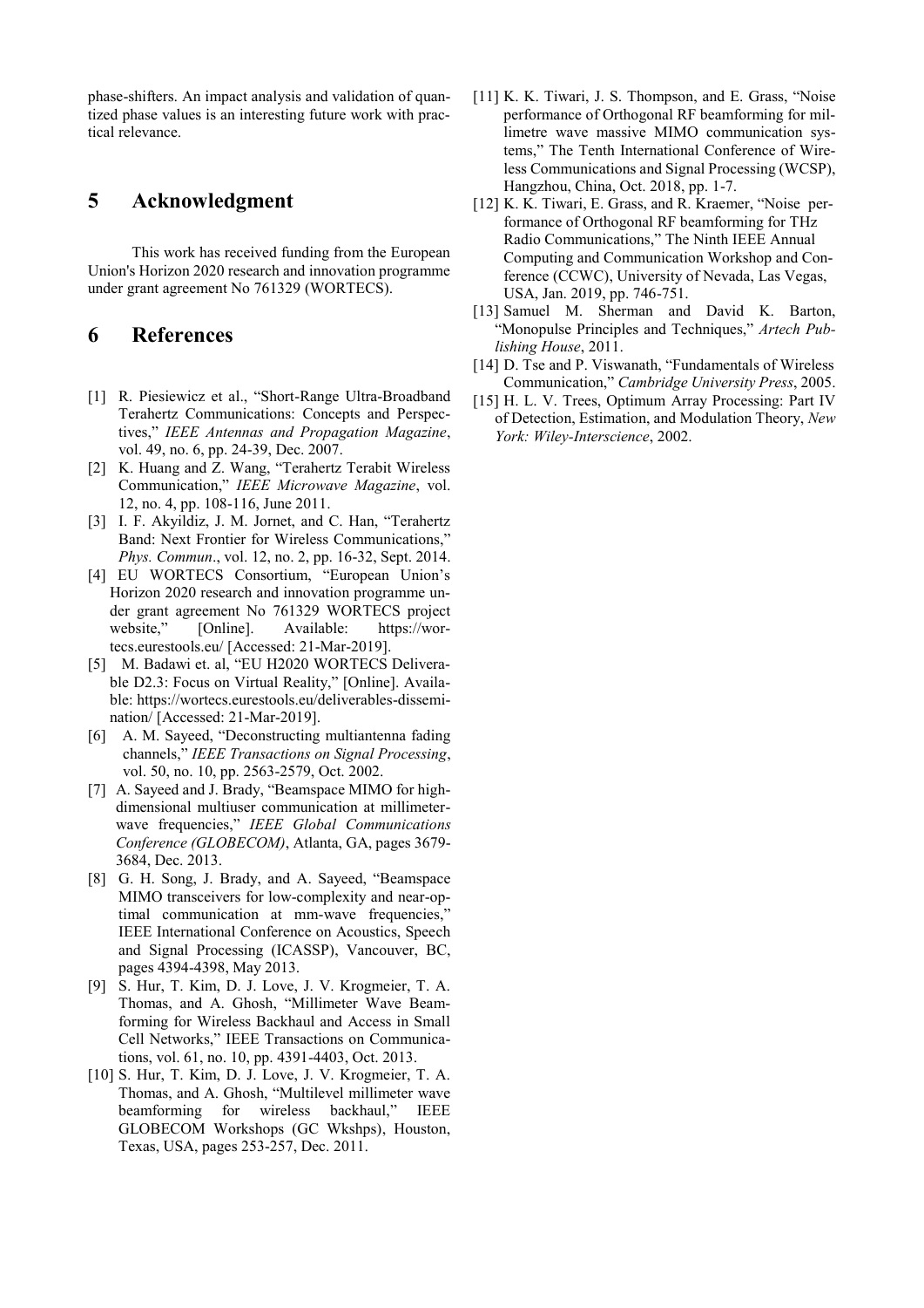phase-shifters. An impact analysis and validation of quantized phase values is an interesting future work with practical relevance.

# 5 Acknowledgment

This work has received funding from the European Union's Horizon 2020 research and innovation programme under grant agreement No 761329 (WORTECS).

# 6 References

[1] R. Piesiewicz et al., "Short-Range Ultra-Broadband Terahertz Communications: Concepts and Perspectives," *IEEE Antennas and Propagation Magazine*, vol. 49, no. 6, pp. 24-39, Dec. 2007.

[2] K. Huang and Z. Wang, "Terahertz Terabit Wireless Communication," *IEEE Microwave Magazine*, vol. 12, no. 4, pp. 108-116, June 2011.

[3] I. F. Akyildiz, J. M. Jornet, and C. Han, "Terahertz Band: Next Frontier for Wireless Communications," *Phys. Commun*., vol. 12, no. 2, pp. 16-32, Sept. 2014.

[4] EU WORTECS Consortium, "European Union's Horizon 2020 research and innovation programme under grant agreement No 761329 WORTECS project website," [Online]. Available: https://wortecs.eurestools.eu/ [Accessed: 21-Mar-2019].

[5] M. Badawi et. al, "EU H2020 WORTECS Deliverable D2.3: Focus on Virtual Reality," [Online]. Available: https://wortecs.eurestools.eu/deliverables-dissemination/ [Accessed: 21-Mar-2019].

[6] A. M. Sayeed, "Deconstructing multiantenna fading channels," *IEEE Transactions on Signal Processing*, vol. 50, no. 10, pp. 2563-2579, Oct. 2002.

[7] A. Sayeed and J. Brady, "Beamspace MIMO for high-dimensional multiuser communication at millimeter-wave frequencies," *IEEE Global Communications Conference (GLOBECOM)*, Atlanta, GA, pages 3679-3684, Dec. 2013.

[8] G. H. Song, J. Brady, and A. Sayeed, "Beamspace MIMO transceivers for low-complexity and near-optimal communication at mm-wave frequencies," IEEE International Conference on Acoustics, Speech and Signal Processing (ICASSP), Vancouver, BC, pages 4394-4398, May 2013.

[9] S. Hur, T. Kim, D. J. Love, J. V. Krogmeier, T. A. Thomas, and A. Ghosh, "Millimeter Wave Beamforming for Wireless Backhaul and Access in Small Cell Networks," IEEE Transactions on Communications, vol. 61, no. 10, pp. 4391-4403, Oct. 2013.

[10] S. Hur, T. Kim, D. J. Love, J. V. Krogmeier, T. A. Thomas, and A. Ghosh, "Multilevel millimeter wave beamforming for wireless backhaul," IEEE GLOBECOM Workshops (GC Wkshps), Houston, Texas, USA, pages 253-257, Dec. 2011.

[11] K. K. Tiwari, J. S. Thompson, and E. Grass, "Noise performance of Orthogonal RF beamforming for millimetre wave massive MIMO communication systems," The Tenth International Conference of Wireless Communications and Signal Processing (WCSP), Hangzhou, China, Oct. 2018, pp. 1-7.

[12] K. K. Tiwari, E. Grass, and R. Kraemer, "Noise performance of Orthogonal RF beamforming for THz Radio Communications," The Ninth IEEE Annual Computing and Communication Workshop and Conference (CCWC), University of Nevada, Las Vegas, USA, Jan. 2019, pp. 746-751.

[13] Samuel M. Sherman and David K. Barton, "Monopulse Principles and Techniques," *Artech Publishing House*, 2011.

[14] D. Tse and P. Viswanath, "Fundamentals of Wireless Communication," *Cambridge University Press*, 2005.

[15] H. L. V. Trees, Optimum Array Processing: Part IV of Detection, Estimation, and Modulation Theory, *New York: Wiley-Interscience*, 2002.